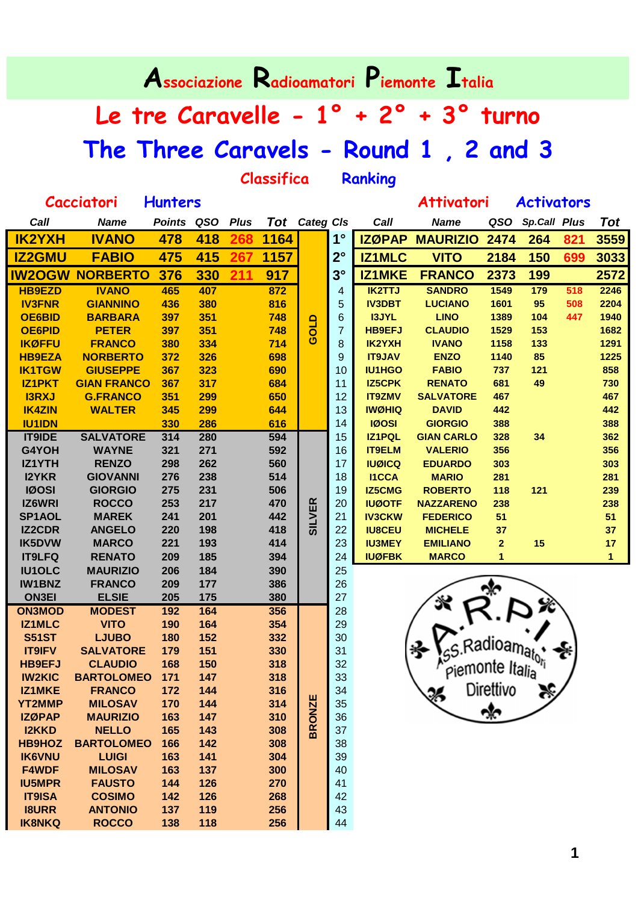# Associazione Radioamatori Piemonte Italia

## Le tre Caravelle - 1° + 2° + 3° turno

## The Three Caravels - Round 1 , 2 and 3

### Classifica Ranking

| Cacciatori Hunters | | | | | | | | Attivatori Activators | | | | | |
|---|---|---|---|---|---|---|---|---|---|---|---|---|---|
| Call | Name | Points | QSO | Plus | Tot | Categ | Cls | Call | Name | QSO | Sp.Call | Plus | Tot |
| IK2YXH | IVANO | 478 | 418 | 268 | 1164 | | 1° | IZØPAP | MAURIZIO | 2474 | 264 | 821 | 3559 |
| IZ2GMU | FABIO | 475 | 415 | 267 | 1157 | | 2° | IZ1MLC | VITO | 2184 | 150 | 699 | 3033 |
| IW2OGW | NORBERTO | 376 | 330 | 211 | 917 | | 3° | IZ1MKE | FRANCO | 2373 | 199 | | 2572 |
| HB9EZD | IVANO | 465 | 407 | | 872 | GOLD | 4 | IK2TTJ | SANDRO | 1549 | 179 | 518 | 2246 |
| IV3FNR | GIANNINO | 436 | 380 | | 816 | GOLD | 5 | IV3DBT | LUCIANO | 1601 | 95 | 508 | 2204 |
| OE6BID | BARBARA | 397 | 351 | | 748 | GOLD | 6 | I3JYL | LINO | 1389 | 104 | 447 | 1940 |
| OE6PID | PETER | 397 | 351 | | 748 | GOLD | 7 | HB9EFJ | CLAUDIO | 1529 | 153 | | 1682 |
| IKØFFU | FRANCO | 380 | 334 | | 714 | GOLD | 8 | IK2YXH | IVANO | 1158 | 133 | | 1291 |
| HB9EZA | NORBERTO | 372 | 326 | | 698 | GOLD | 9 | IT9JAV | ENZO | 1140 | 85 | | 1225 |
| IK1TGW | GIUSEPPE | 367 | 323 | | 690 | GOLD | 10 | IU1HGO | FABIO | 737 | 121 | | 858 |
| IZ1PKT | GIAN FRANCO | 367 | 317 | | 684 | GOLD | 11 | IZ5CPK | RENATO | 681 | 49 | | 730 |
| I3RXJ | G.FRANCO | 351 | 299 | | 650 | GOLD | 12 | IT9ZMV | SALVATORE | 467 | | | 467 |
| IK4ZIN | WALTER | 345 | 299 | | 644 | GOLD | 13 | IWØHIQ | DAVID | 442 | | | 442 |
| IU1IDN | | 330 | 286 | | 616 | GOLD | 14 | IØOSI | GIORGIO | 388 | | | 388 |
| IT9IDE | SALVATORE | 314 | 280 | | 594 | SILVER | 15 | IZ1PQL | GIAN CARLO | 328 | 34 | | 362 |
| G4YOH | WAYNE | 321 | 271 | | 592 | SILVER | 16 | IT9ELM | VALERIO | 356 | | | 356 |
| IZ1YTH | RENZO | 298 | 262 | | 560 | SILVER | 17 | IUØICQ | EDUARDO | 303 | | | 303 |
| I2YKR | GIOVANNI | 276 | 238 | | 514 | SILVER | 18 | I1CCA | MARIO | 281 | | | 281 |
| IØOSI | GIORGIO | 275 | 231 | | 506 | SILVER | 19 | IZ5CMG | ROBERTO | 118 | 121 | | 239 |
| IZ6WRI | ROCCO | 253 | 217 | | 470 | SILVER | 20 | IUØOTF | NAZZARENO | 238 | | | 238 |
| SP1AOL | MAREK | 241 | 201 | | 442 | SILVER | 21 | IV3CKW | FEDERICO | 51 | | | 51 |
| IZ2CDR | ANGELO | 220 | 198 | | 418 | SILVER | 22 | IU8CEU | MICHELE | 37 | | | 37 |
| IK5DVW | MARCO | 221 | 193 | | 414 | SILVER | 23 | IU3MEY | EMILIANO | 2 | 15 | | 17 |
| IT9LFQ | RENATO | 209 | 185 | | 394 | SILVER | 24 | IUØFBK | MARCO | 1 | | | 1 |
| IU1OLC | MAURIZIO | 206 | 184 | | 390 | SILVER | 25 | | | | | | |
| IW1BNZ | FRANCO | 209 | 177 | | 386 | SILVER | 26 | | | | | | |
| ON3EI | ELSIE | 205 | 175 | | 380 | SILVER | 27 | | | | | | |
| ON3MOD | MODEST | 192 | 164 | | 356 | BRONZE | 28 | | | | | | |
| IZ1MLC | VITO | 190 | 164 | | 354 | BRONZE | 29 | | | | | | |
| S51ST | LJUBO | 180 | 152 | | 332 | BRONZE | 30 | | | | | | |
| IT9IFV | SALVATORE | 179 | 151 | | 330 | BRONZE | 31 | | | | | | |
| HB9EFJ | CLAUDIO | 168 | 150 | | 318 | BRONZE | 32 | | | | | | |
| IW2KIC | BARTOLOMEO | 171 | 147 | | 318 | BRONZE | 33 | | | | | | |
| IZ1MKE | FRANCO | 172 | 144 | | 316 | BRONZE | 34 | | | | | | |
| YT2MMP | MILOSAV | 170 | 144 | | 314 | BRONZE | 35 | | | | | | |
| IZØPAP | MAURIZIO | 163 | 147 | | 310 | BRONZE | 36 | | | | | | |
| I2KKD | NELLO | 165 | 143 | | 308 | BRONZE | 37 | | | | | | |
| HB9HOZ | BARTOLOMEO | 166 | 142 | | 308 | BRONZE | 38 | | | | | | |
| IK6VNU | LUIGI | 163 | 141 | | 304 | BRONZE | 39 | | | | | | |
| F4WDF | MILOSAV | 163 | 137 | | 300 | BRONZE | 40 | | | | | | |
| IU5MPR | FAUSTO | 144 | 126 | | 270 | BRONZE | 41 | | | | | | |
| IT9ISA | COSIMO | 142 | 126 | | 268 | BRONZE | 42 | | | | | | |
| I8URR | ANTONIO | 137 | 119 | | 256 | BRONZE | 43 | | | | | | |
| IK8NKQ | ROCCO | 138 | 118 | | 256 | BRONZE | 44 | | | | | | |

A.R.P.I. Ass. Radioamatori Piemonte Italia Direttivo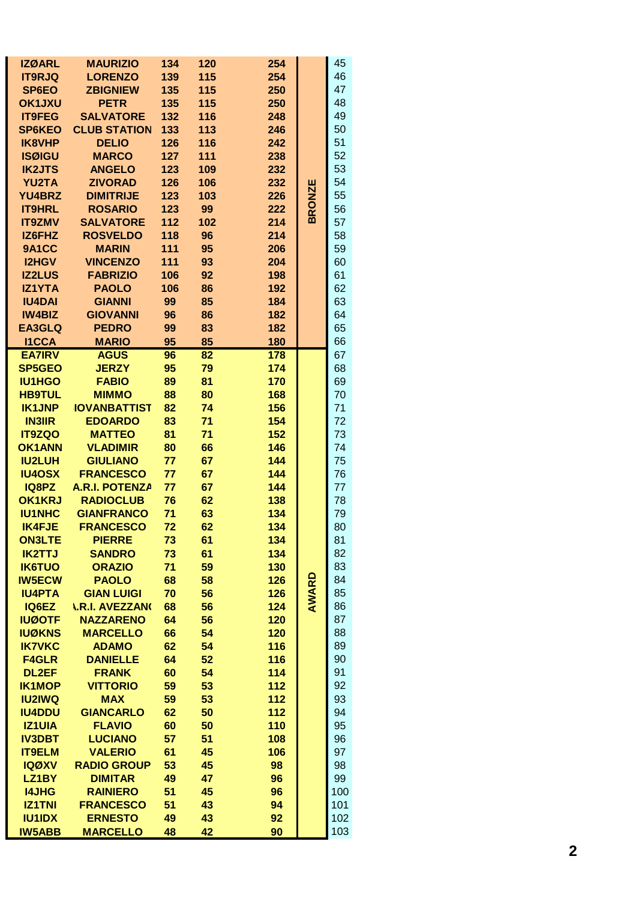| | | | | | | |
|---|---|---|---|---|---|---|
| IZØARL | MAURIZIO | 134 | 120 | 254 | BRONZE | 45 |
| IT9RJQ | LORENZO | 139 | 115 | 254 | | 46 |
| SP6EO | ZBIGNIEW | 135 | 115 | 250 | | 47 |
| OK1JXU | PETR | 135 | 115 | 250 | | 48 |
| IT9FEG | SALVATORE | 132 | 116 | 248 | | 49 |
| SP6KEO | CLUB STATION | 133 | 113 | 246 | | 50 |
| IK8VHP | DELIO | 126 | 116 | 242 | | 51 |
| ISØIGU | MARCO | 127 | 111 | 238 | | 52 |
| IK2JTS | ANGELO | 123 | 109 | 232 | | 53 |
| YU2TA | ZIVORAD | 126 | 106 | 232 | | 54 |
| YU4BRZ | DIMITRIJE | 123 | 103 | 226 | | 55 |
| IT9HRL | ROSARIO | 123 | 99 | 222 | | 56 |
| IT9ZMV | SALVATORE | 112 | 102 | 214 | | 57 |
| IZ6FHZ | ROSVELDO | 118 | 96 | 214 | | 58 |
| 9A1CC | MARIN | 111 | 95 | 206 | | 59 |
| I2HGV | VINCENZO | 111 | 93 | 204 | | 60 |
| IZ2LUS | FABRIZIO | 106 | 92 | 198 | | 61 |
| IZ1YTA | PAOLO | 106 | 86 | 192 | | 62 |
| IU4DAI | GIANNI | 99 | 85 | 184 | | 63 |
| IW4BIZ | GIOVANNI | 96 | 86 | 182 | | 64 |
| EA3GLQ | PEDRO | 99 | 83 | 182 | | 65 |
| I1CCA | MARIO | 95 | 85 | 180 | | 66 |
| EA7IRV | AGUS | 96 | 82 | 178 | AWARD | 67 |
| SP5GEO | JERZY | 95 | 79 | 174 | | 68 |
| IU1HGO | FABIO | 89 | 81 | 170 | | 69 |
| HB9TUL | MIMMO | 88 | 80 | 168 | | 70 |
| IK1JNP | IOVANBATTIST | 82 | 74 | 156 | | 71 |
| IN3IIR | EDOARDO | 83 | 71 | 154 | | 72 |
| IT9ZQO | MATTEO | 81 | 71 | 152 | | 73 |
| OK1ANN | VLADIMIR | 80 | 66 | 146 | | 74 |
| IU2LUH | GIULIANO | 77 | 67 | 144 | | 75 |
| IU4OSX | FRANCESCO | 77 | 67 | 144 | | 76 |
| IQ8PZ | A.R.I. POTENZA | 77 | 67 | 144 | | 77 |
| OK1KRJ | RADIOCLUB | 76 | 62 | 138 | | 78 |
| IU1NHC | GIANFRANCO | 71 | 63 | 134 | | 79 |
| IK4FJE | FRANCESCO | 72 | 62 | 134 | | 80 |
| ON3LTE | PIERRE | 73 | 61 | 134 | | 81 |
| IK2TTJ | SANDRO | 73 | 61 | 134 | | 82 |
| IK6TUO | ORAZIO | 71 | 59 | 130 | | 83 |
| IW5ECW | PAOLO | 68 | 58 | 126 | | 84 |
| IU4PTA | GIAN LUIGI | 70 | 56 | 126 | | 85 |
| IQ6EZ | A.R.I. AVEZZANO | 68 | 56 | 124 | | 86 |
| IUØOTF | NAZZARENO | 64 | 56 | 120 | | 87 |
| IUØKNS | MARCELLO | 66 | 54 | 120 | | 88 |
| IK7VKC | ADAMO | 62 | 54 | 116 | | 89 |
| F4GLR | DANIELLE | 64 | 52 | 116 | | 90 |
| DL2EF | FRANK | 60 | 54 | 114 | | 91 |
| IK1MOP | VITTORIO | 59 | 53 | 112 | | 92 |
| IU2IWQ | MAX | 59 | 53 | 112 | | 93 |
| IU4DDU | GIANCARLO | 62 | 50 | 112 | | 94 |
| IZ1UIA | FLAVIO | 60 | 50 | 110 | | 95 |
| IV3DBT | LUCIANO | 57 | 51 | 108 | | 96 |
| IT9ELM | VALERIO | 61 | 45 | 106 | | 97 |
| IQØXV | RADIO GROUP | 53 | 45 | 98 | | 98 |
| LZ1BY | DIMITAR | 49 | 47 | 96 | | 99 |
| I4JHG | RAINIERO | 51 | 45 | 96 | | 100 |
| IZ1TNI | FRANCESCO | 51 | 43 | 94 | | 101 |
| IU1IDX | ERNESTO | 49 | 43 | 92 | | 102 |
| IW5ABB | MARCELLO | 48 | 42 | 90 | | 103 |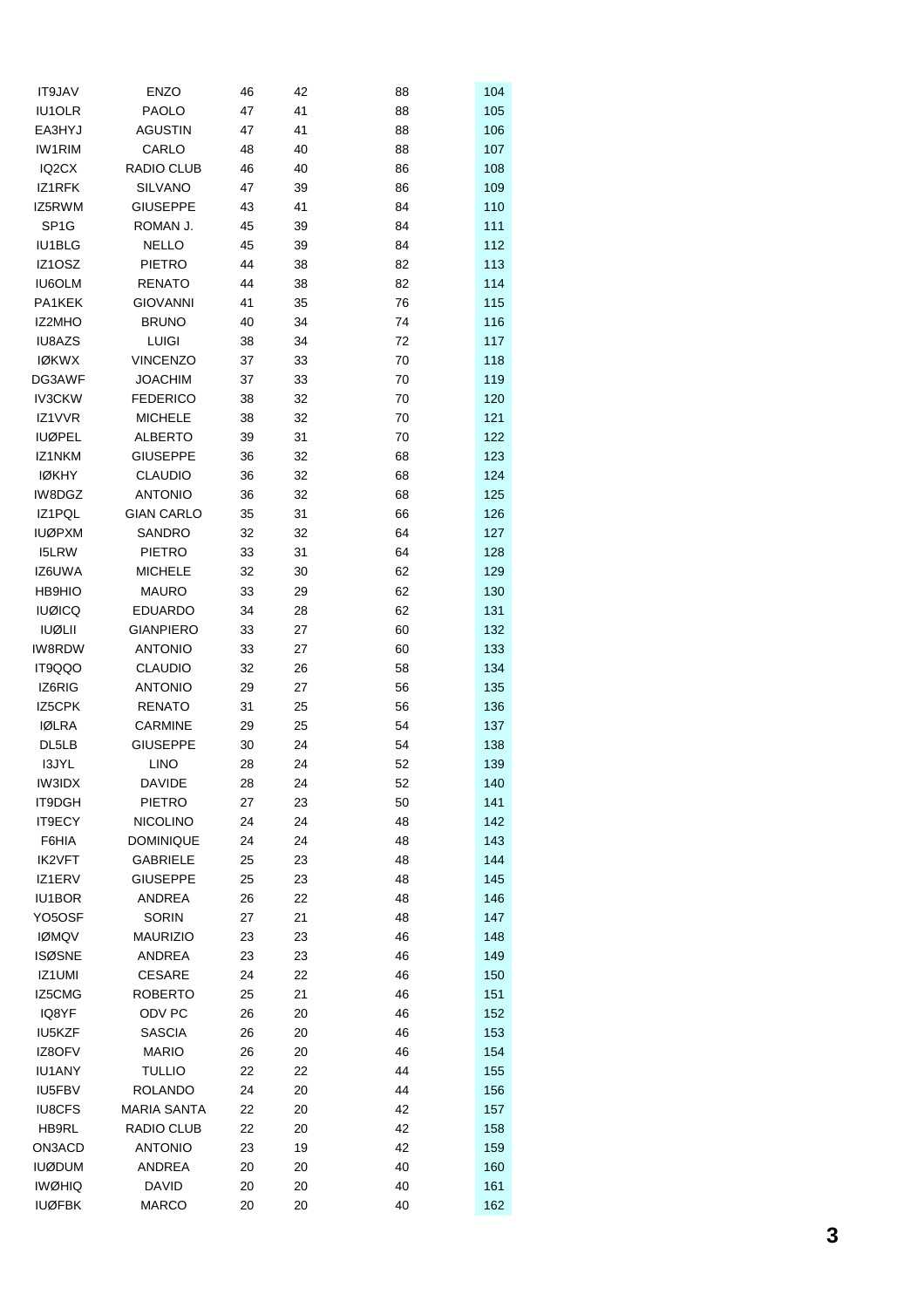| | | | | | |
|---|---|---|---|---|---|
| IT9JAV | ENZO | 46 | 42 | 88 | 104 |
| IU1OLR | PAOLO | 47 | 41 | 88 | 105 |
| EA3HYJ | AGUSTIN | 47 | 41 | 88 | 106 |
| IW1RIM | CARLO | 48 | 40 | 88 | 107 |
| IQ2CX | RADIO CLUB | 46 | 40 | 86 | 108 |
| IZ1RFK | SILVANO | 47 | 39 | 86 | 109 |
| IZ5RWM | GIUSEPPE | 43 | 41 | 84 | 110 |
| SP1G | ROMAN J. | 45 | 39 | 84 | 111 |
| IU1BLG | NELLO | 45 | 39 | 84 | 112 |
| IZ1OSZ | PIETRO | 44 | 38 | 82 | 113 |
| IU6OLM | RENATO | 44 | 38 | 82 | 114 |
| PA1KEK | GIOVANNI | 41 | 35 | 76 | 115 |
| IZ2MHO | BRUNO | 40 | 34 | 74 | 116 |
| IU8AZS | LUIGI | 38 | 34 | 72 | 117 |
| IØKWX | VINCENZO | 37 | 33 | 70 | 118 |
| DG3AWF | JOACHIM | 37 | 33 | 70 | 119 |
| IV3CKW | FEDERICO | 38 | 32 | 70 | 120 |
| IZ1VVR | MICHELE | 38 | 32 | 70 | 121 |
| IUØPEL | ALBERTO | 39 | 31 | 70 | 122 |
| IZ1NKM | GIUSEPPE | 36 | 32 | 68 | 123 |
| IØKHY | CLAUDIO | 36 | 32 | 68 | 124 |
| IW8DGZ | ANTONIO | 36 | 32 | 68 | 125 |
| IZ1PQL | GIAN CARLO | 35 | 31 | 66 | 126 |
| IUØPXM | SANDRO | 32 | 32 | 64 | 127 |
| I5LRW | PIETRO | 33 | 31 | 64 | 128 |
| IZ6UWA | MICHELE | 32 | 30 | 62 | 129 |
| HB9HIO | MAURO | 33 | 29 | 62 | 130 |
| IUØICQ | EDUARDO | 34 | 28 | 62 | 131 |
| IUØLII | GIANPIERO | 33 | 27 | 60 | 132 |
| IW8RDW | ANTONIO | 33 | 27 | 60 | 133 |
| IT9QQO | CLAUDIO | 32 | 26 | 58 | 134 |
| IZ6RIG | ANTONIO | 29 | 27 | 56 | 135 |
| IZ5CPK | RENATO | 31 | 25 | 56 | 136 |
| IØLRA | CARMINE | 29 | 25 | 54 | 137 |
| DL5LB | GIUSEPPE | 30 | 24 | 54 | 138 |
| I3JYL | LINO | 28 | 24 | 52 | 139 |
| IW3IDX | DAVIDE | 28 | 24 | 52 | 140 |
| IT9DGH | PIETRO | 27 | 23 | 50 | 141 |
| IT9ECY | NICOLINO | 24 | 24 | 48 | 142 |
| F6HIA | DOMINIQUE | 24 | 24 | 48 | 143 |
| IK2VFT | GABRIELE | 25 | 23 | 48 | 144 |
| IZ1ERV | GIUSEPPE | 25 | 23 | 48 | 145 |
| IU1BOR | ANDREA | 26 | 22 | 48 | 146 |
| YO5OSF | SORIN | 27 | 21 | 48 | 147 |
| IØMQV | MAURIZIO | 23 | 23 | 46 | 148 |
| ISØSNE | ANDREA | 23 | 23 | 46 | 149 |
| IZ1UMI | CESARE | 24 | 22 | 46 | 150 |
| IZ5CMG | ROBERTO | 25 | 21 | 46 | 151 |
| IQ8YF | ODV PC | 26 | 20 | 46 | 152 |
| IU5KZF | SASCIA | 26 | 20 | 46 | 153 |
| IZ8OFV | MARIO | 26 | 20 | 46 | 154 |
| IU1ANY | TULLIO | 22 | 22 | 44 | 155 |
| IU5FBV | ROLANDO | 24 | 20 | 44 | 156 |
| IU8CFS | MARIA SANTA | 22 | 20 | 42 | 157 |
| HB9RL | RADIO CLUB | 22 | 20 | 42 | 158 |
| ON3ACD | ANTONIO | 23 | 19 | 42 | 159 |
| IUØDUM | ANDREA | 20 | 20 | 40 | 160 |
| IWØHIQ | DAVID | 20 | 20 | 40 | 161 |
| IUØFBK | MARCO | 20 | 20 | 40 | 162 |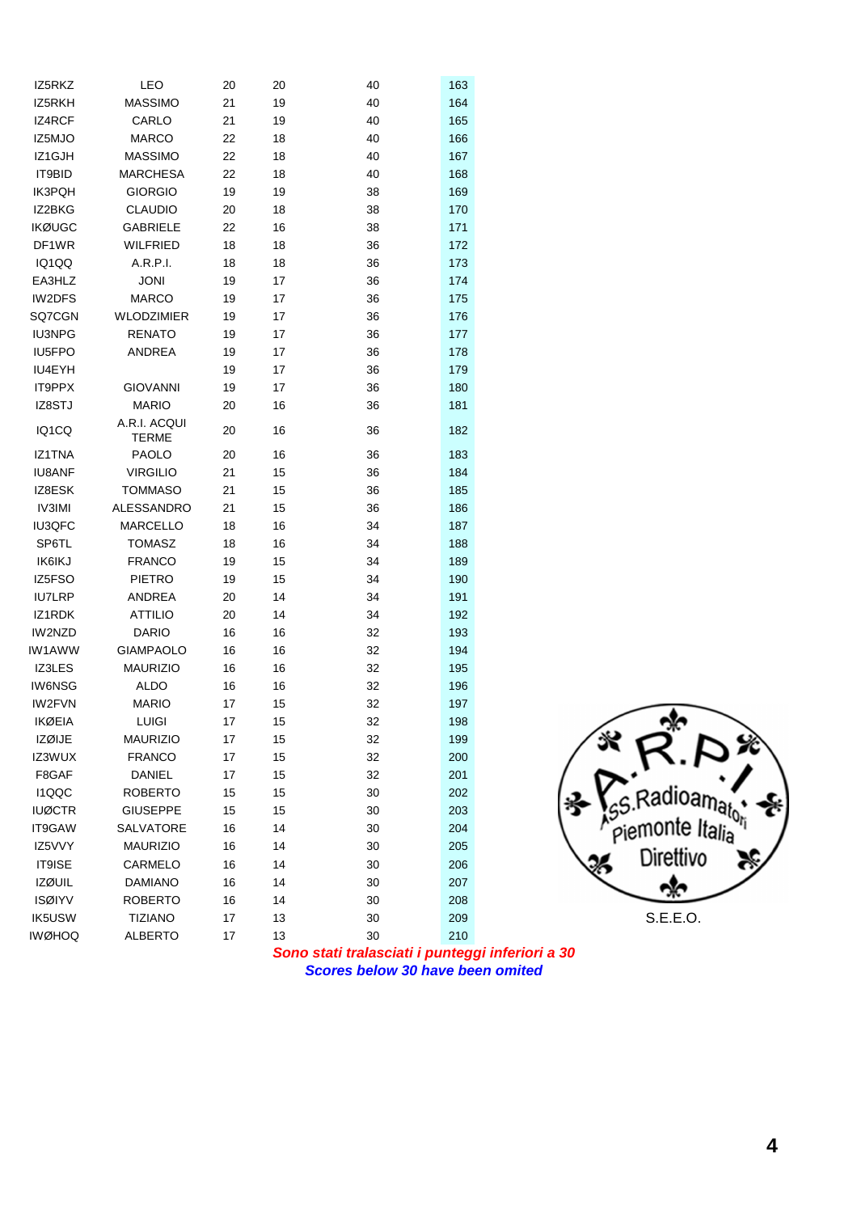| | | | | | |
|---|---|---|---|---|---|
| IZ5RKZ | LEO | 20 | 20 | 40 | 163 |
| IZ5RKH | MASSIMO | 21 | 19 | 40 | 164 |
| IZ4RCF | CARLO | 21 | 19 | 40 | 165 |
| IZ5MJO | MARCO | 22 | 18 | 40 | 166 |
| IZ1GJH | MASSIMO | 22 | 18 | 40 | 167 |
| IT9BID | MARCHESA | 22 | 18 | 40 | 168 |
| IK3PQH | GIORGIO | 19 | 19 | 38 | 169 |
| IZ2BKG | CLAUDIO | 20 | 18 | 38 | 170 |
| IKØUGC | GABRIELE | 22 | 16 | 38 | 171 |
| DF1WR | WILFRIED | 18 | 18 | 36 | 172 |
| IQ1QQ | A.R.P.I. | 18 | 18 | 36 | 173 |
| EA3HLZ | JONI | 19 | 17 | 36 | 174 |
| IW2DFS | MARCO | 19 | 17 | 36 | 175 |
| SQ7CGN | WLODZIMIER | 19 | 17 | 36 | 176 |
| IU3NPG | RENATO | 19 | 17 | 36 | 177 |
| IU5FPO | ANDREA | 19 | 17 | 36 | 178 |
| IU4EYH | | 19 | 17 | 36 | 179 |
| IT9PPX | GIOVANNI | 19 | 17 | 36 | 180 |
| IZ8STJ | MARIO | 20 | 16 | 36 | 181 |
| IQ1CQ | A.R.I. ACQUI TERME | 20 | 16 | 36 | 182 |
| IZ1TNA | PAOLO | 20 | 16 | 36 | 183 |
| IU8ANF | VIRGILIO | 21 | 15 | 36 | 184 |
| IZ8ESK | TOMMASO | 21 | 15 | 36 | 185 |
| IV3IMI | ALESSANDRO | 21 | 15 | 36 | 186 |
| IU3QFC | MARCELLO | 18 | 16 | 34 | 187 |
| SP6TL | TOMASZ | 18 | 16 | 34 | 188 |
| IK6IKJ | FRANCO | 19 | 15 | 34 | 189 |
| IZ5FSO | PIETRO | 19 | 15 | 34 | 190 |
| IU7LRP | ANDREA | 20 | 14 | 34 | 191 |
| IZ1RDK | ATTILIO | 20 | 14 | 34 | 192 |
| IW2NZD | DARIO | 16 | 16 | 32 | 193 |
| IW1AWW | GIAMPAOLO | 16 | 16 | 32 | 194 |
| IZ3LES | MAURIZIO | 16 | 16 | 32 | 195 |
| IW6NSG | ALDO | 16 | 16 | 32 | 196 |
| IW2FVN | MARIO | 17 | 15 | 32 | 197 |
| IKØEIA | LUIGI | 17 | 15 | 32 | 198 |
| IZØIJE | MAURIZIO | 17 | 15 | 32 | 199 |
| IZ3WUX | FRANCO | 17 | 15 | 32 | 200 |
| F8GAF | DANIEL | 17 | 15 | 32 | 201 |
| I1QQC | ROBERTO | 15 | 15 | 30 | 202 |
| IUØCTR | GIUSEPPE | 15 | 15 | 30 | 203 |
| IT9GAW | SALVATORE | 16 | 14 | 30 | 204 |
| IZ5VVY | MAURIZIO | 16 | 14 | 30 | 205 |
| IT9ISE | CARMELO | 16 | 14 | 30 | 206 |
| IZØUIL | DAMIANO | 16 | 14 | 30 | 207 |
| ISØIYV | ROBERTO | 16 | 14 | 30 | 208 |
| IK5USW | TIZIANO | 17 | 13 | 30 | 209 |
| IWØHOQ | ALBERTO | 17 | 13 | 30 | 210 |

***Sono stati tralasciati i punteggi inferiori a 30***

***Scores below 30 have been omited***

A.R.P.I. Ass. Radioamatori Piemonte Italia Direttivo

S.E.E.O.